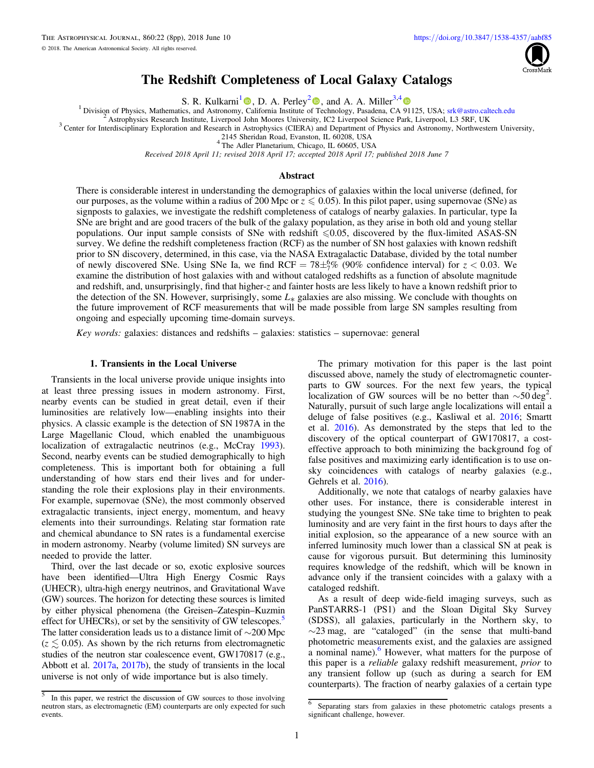# The Redshift Completeness of Local Galaxy Catalogs

S. R. Kulkarni[1], D. A. Perley[2], and A. A. Miller[3,4]

[1] Division of Physics, Mathematics, and Astronomy, California Institute of Technology, Pasadena, CA 91125, USA; srk@astro.caltech.edu

[2] Astrophysics Research Institute, Liverpool John Moores University, IC2 Liverpool Science Park, Liverpool, L3 5RF, UK

[3] Center for Interdisciplinary Exploration and Research in Astrophysics (CIERA) and Department of Physics and Astronomy, Northwestern University, 2145 Sheridan Road, Evanston, IL 60208, USA

[4] The Adler Planetarium, Chicago, IL 60605, USA

*Received 2018 April 11; revised 2018 April 17; accepted 2018 April 17; published 2018 June 7*

## Abstract

There is considerable interest in understanding the demographics of galaxies within the local universe (defined, for our purposes, as the volume within a radius of 200 Mpc or $z \leqslant 0.05$). In this pilot paper, using supernovae (SNe) as signposts to galaxies, we investigate the redshift completeness of catalogs of nearby galaxies. In particular, type Ia SNe are bright and are good tracers of the bulk of the galaxy population, as they arise in both old and young stellar populations. Our input sample consists of SNe with redshift $\leqslant$0.05, discovered by the flux-limited ASAS-SN survey. We define the redshift completeness fraction (RCF) as the number of SN host galaxies with known redshift prior to SN discovery, determined, in this case, via the NASA Extragalactic Database, divided by the total number of newly discovered SNe. Using SNe Ia, we find RCF $= 78^{+6}_{-7}\%$ (90% confidence interval) for $z < 0.03$. We examine the distribution of host galaxies with and without cataloged redshifts as a function of absolute magnitude and redshift, and, unsurprisingly, find that higher-$z$ and fainter hosts are less likely to have a known redshift prior to the detection of the SN. However, surprisingly, some $L_*$ galaxies are also missing. We conclude with thoughts on the future improvement of RCF measurements that will be made possible from large SN samples resulting from ongoing and especially upcoming time-domain surveys.

*Key words:* galaxies: distances and redshifts – galaxies: statistics – supernovae: general

## 1. Transients in the Local Universe

Transients in the local universe provide unique insights into at least three pressing issues in modern astronomy. First, nearby events can be studied in great detail, even if their luminosities are relatively low—enabling insights into their physics. A classic example is the detection of SN 1987A in the Large Magellanic Cloud, which enabled the unambiguous localization of extragalactic neutrinos (e.g., McCray 1993). Second, nearby events can be studied demographically to high completeness. This is important both for obtaining a full understanding of how stars end their lives and for understanding the role their explosions play in their environments. For example, supernovae (SNe), the most commonly observed extragalactic transients, inject energy, momentum, and heavy elements into their surroundings. Relating star formation rate and chemical abundance to SN rates is a fundamental exercise in modern astronomy. Nearby (volume limited) SN surveys are needed to provide the latter.

Third, over the last decade or so, exotic explosive sources have been identified—Ultra High Energy Cosmic Rays (UHECR), ultra-high energy neutrinos, and Gravitational Wave (GW) sources. The horizon for detecting these sources is limited by either physical phenomena (the Greisen–Zatespin–Kuzmin effect for UHECRs), or set by the sensitivity of GW telescopes.[5] The latter consideration leads us to a distance limit of ~200 Mpc ($z \lesssim 0.05$). As shown by the rich returns from electromagnetic studies of the neutron star coalescence event, GW170817 (e.g., Abbott et al. 2017a, 2017b), the study of transients in the local universe is not only of wide importance but is also timely.

The primary motivation for this paper is the last point discussed above, namely the study of electromagnetic counterparts to GW sources. For the next few years, the typical localization of GW sources will be no better than ~50 deg$^2$. Naturally, pursuit of such large angle localizations will entail a deluge of false positives (e.g., Kasliwal et al. 2016; Smartt et al. 2016). As demonstrated by the steps that led to the discovery of the optical counterpart of GW170817, a cost-effective approach to both minimizing the background fog of false positives and maximizing early identification is to use on-sky coincidences with catalogs of nearby galaxies (e.g., Gehrels et al. 2016).

Additionally, we note that catalogs of nearby galaxies have other uses. For instance, there is considerable interest in studying the youngest SNe. SNe take time to brighten to peak luminosity and are very faint in the first hours to days after the initial explosion, so the appearance of a new source with an inferred luminosity much lower than a classical SN at peak is cause for vigorous pursuit. But determining this luminosity requires knowledge of the redshift, which will be known in advance only if the transient coincides with a galaxy with a cataloged redshift.

As a result of deep wide-field imaging surveys, such as PanSTARRS-1 (PS1) and the Sloan Digital Sky Survey (SDSS), all galaxies, particularly in the Northern sky, to ~23 mag, are "cataloged" (in the sense that multi-band photometric measurements exist, and the galaxies are assigned a nominal name).[6] However, what matters for the purpose of this paper is a *reliable* galaxy redshift measurement, *prior* to any transient follow up (such as during a search for EM counterparts). The fraction of nearby galaxies of a certain type

[5] In this paper, we restrict the discussion of GW sources to those involving neutron stars, as electromagnetic (EM) counterparts are only expected for such events.

[6] Separating stars from galaxies in these photometric catalogs presents a significant challenge, however.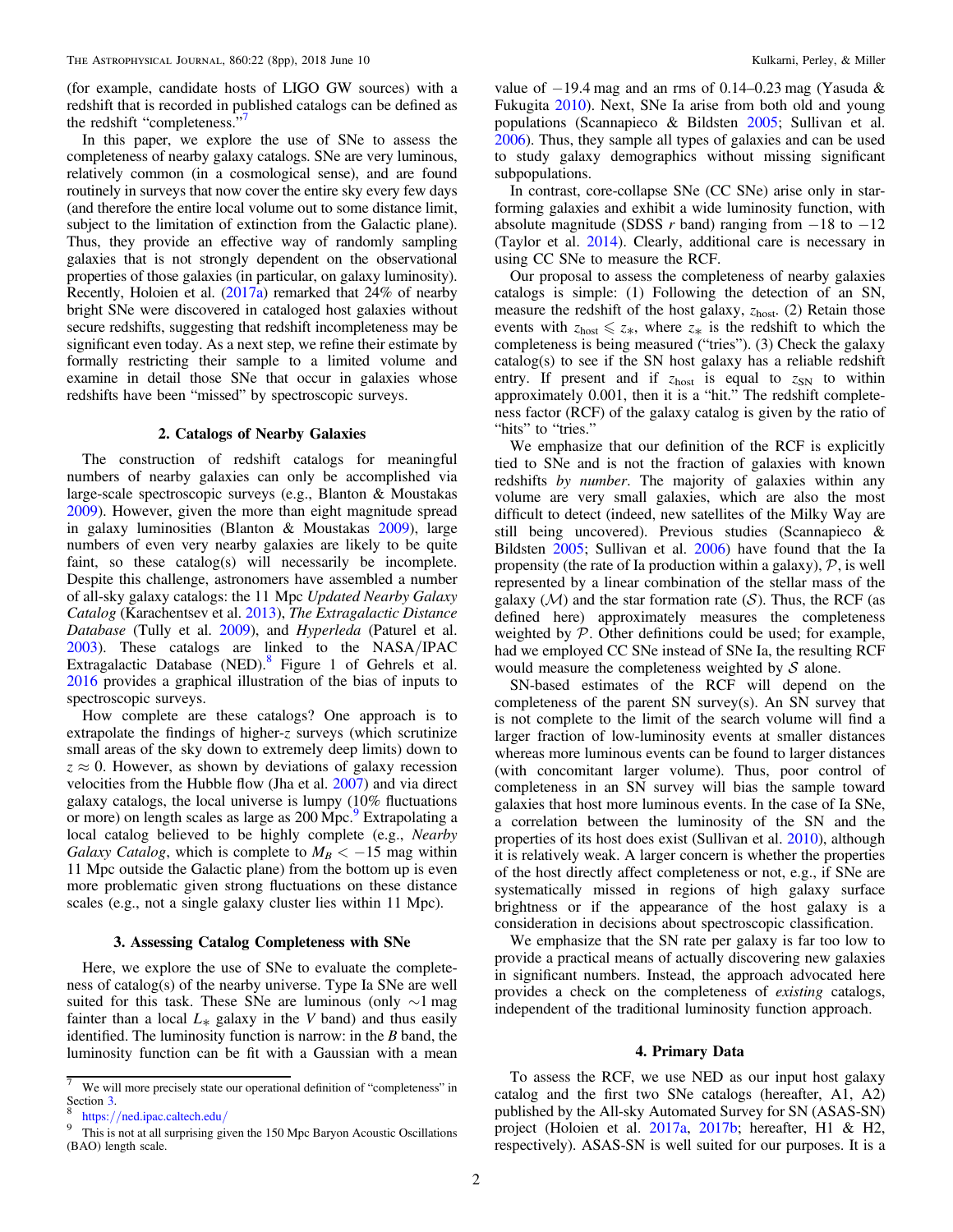(for example, candidate hosts of LIGO GW sources) with a redshift that is recorded in published catalogs can be defined as the redshift "completeness."[7]

In this paper, we explore the use of SNe to assess the completeness of nearby galaxy catalogs. SNe are very luminous, relatively common (in a cosmological sense), and are found routinely in surveys that now cover the entire sky every few days (and therefore the entire local volume out to some distance limit, subject to the limitation of extinction from the Galactic plane). Thus, they provide an effective way of randomly sampling galaxies that is not strongly dependent on the observational properties of those galaxies (in particular, on galaxy luminosity). Recently, Holoien et al. (2017a) remarked that 24% of nearby bright SNe were discovered in cataloged host galaxies without secure redshifts, suggesting that redshift incompleteness may be significant even today. As a next step, we refine their estimate by formally restricting their sample to a limited volume and examine in detail those SNe that occur in galaxies whose redshifts have been "missed" by spectroscopic surveys.

## 2. Catalogs of Nearby Galaxies

The construction of redshift catalogs for meaningful numbers of nearby galaxies can only be accomplished via large-scale spectroscopic surveys (e.g., Blanton & Moustakas 2009). However, given the more than eight magnitude spread in galaxy luminosities (Blanton & Moustakas 2009), large numbers of even very nearby galaxies are likely to be quite faint, so these catalog(s) will necessarily be incomplete. Despite this challenge, astronomers have assembled a number of all-sky galaxy catalogs: the 11 Mpc *Updated Nearby Galaxy Catalog* (Karachentsev et al. 2013), *The Extragalactic Distance Database* (Tully et al. 2009), and *Hyperleda* (Paturel et al. 2003). These catalogs are linked to the NASA/IPAC Extragalactic Database (NED).[8] Figure 1 of Gehrels et al. 2016 provides a graphical illustration of the bias of inputs to spectroscopic surveys.

How complete are these catalogs? One approach is to extrapolate the findings of higher-$z$ surveys (which scrutinize small areas of the sky down to extremely deep limits) down to $z \approx 0$. However, as shown by deviations of galaxy recession velocities from the Hubble flow (Jha et al. 2007) and via direct galaxy catalogs, the local universe is lumpy (10% fluctuations or more) on length scales as large as 200 Mpc.[9] Extrapolating a local catalog believed to be highly complete (e.g., *Nearby Galaxy Catalog*, which is complete to $M_B < -15$ mag within 11 Mpc outside the Galactic plane) from the bottom up is even more problematic given strong fluctuations on these distance scales (e.g., not a single galaxy cluster lies within 11 Mpc).

## 3. Assessing Catalog Completeness with SNe

Here, we explore the use of SNe to evaluate the completeness of catalog(s) of the nearby universe. Type Ia SNe are well suited for this task. These SNe are luminous (only $\sim$1 mag fainter than a local $L_*$ galaxy in the $V$ band) and thus easily identified. The luminosity function is narrow: in the $B$ band, the luminosity function can be fit with a Gaussian with a mean value of $-19.4$ mag and an rms of 0.14–0.23 mag (Yasuda & Fukugita 2010). Next, SNe Ia arise from both old and young populations (Scannapieco & Bildsten 2005; Sullivan et al. 2006). Thus, they sample all types of galaxies and can be used to study galaxy demographics without missing significant subpopulations.

In contrast, core-collapse SNe (CC SNe) arise only in star-forming galaxies and exhibit a wide luminosity function, with absolute magnitude (SDSS $r$ band) ranging from $-18$ to $-12$ (Taylor et al. 2014). Clearly, additional care is necessary in using CC SNe to measure the RCF.

Our proposal to assess the completeness of nearby galaxies catalogs is simple: (1) Following the detection of an SN, measure the redshift of the host galaxy, $z_{\rm host}$. (2) Retain those events with $z_{\rm host} \leqslant z_*$, where $z_*$ is the redshift to which the completeness is being measured ("tries"). (3) Check the galaxy catalog(s) to see if the SN host galaxy has a reliable redshift entry. If present and if $z_{\rm host}$ is equal to $z_{\rm SN}$ to within approximately 0.001, then it is a "hit." The redshift completeness factor (RCF) of the galaxy catalog is given by the ratio of "hits" to "tries."

We emphasize that our definition of the RCF is explicitly tied to SNe and is not the fraction of galaxies with known redshifts *by number*. The majority of galaxies within any volume are very small galaxies, which are also the most difficult to detect (indeed, new satellites of the Milky Way are still being uncovered). Previous studies (Scannapieco & Bildsten 2005; Sullivan et al. 2006) have found that the Ia propensity (the rate of Ia production within a galaxy), $\mathcal{P}$, is well represented by a linear combination of the stellar mass of the galaxy ($\mathcal{M}$) and the star formation rate ($\mathcal{S}$). Thus, the RCF (as defined here) approximately measures the completeness weighted by $\mathcal{P}$. Other definitions could be used; for example, had we employed CC SNe instead of SNe Ia, the resulting RCF would measure the completeness weighted by $\mathcal{S}$ alone.

SN-based estimates of the RCF will depend on the completeness of the parent SN survey(s). An SN survey that is not complete to the limit of the search volume will find a larger fraction of low-luminosity events at smaller distances whereas more luminous events can be found to larger distances (with concomitant larger volume). Thus, poor control of completeness in an SN survey will bias the sample toward galaxies that host more luminous events. In the case of Ia SNe, a correlation between the luminosity of the SN and the properties of its host does exist (Sullivan et al. 2010), although it is relatively weak. A larger concern is whether the properties of the host directly affect completeness or not, e.g., if SNe are systematically missed in regions of high galaxy surface brightness or if the appearance of the host galaxy is a consideration in decisions about spectroscopic classification.

We emphasize that the SN rate per galaxy is far too low to provide a practical means of actually discovering new galaxies in significant numbers. Instead, the approach advocated here provides a check on the completeness of *existing* catalogs, independent of the traditional luminosity function approach.

## 4. Primary Data

To assess the RCF, we use NED as our input host galaxy catalog and the first two SNe catalogs (hereafter, A1, A2) published by the All-sky Automated Survey for SN (ASAS-SN) project (Holoien et al. 2017a, 2017b; hereafter, H1 & H2, respectively). ASAS-SN is well suited for our purposes. It is a

---

[7] We will more precisely state our operational definition of "completeness" in Section 3.

[8] https://ned.ipac.caltech.edu/

[9] This is not at all surprising given the 150 Mpc Baryon Acoustic Oscillations (BAO) length scale.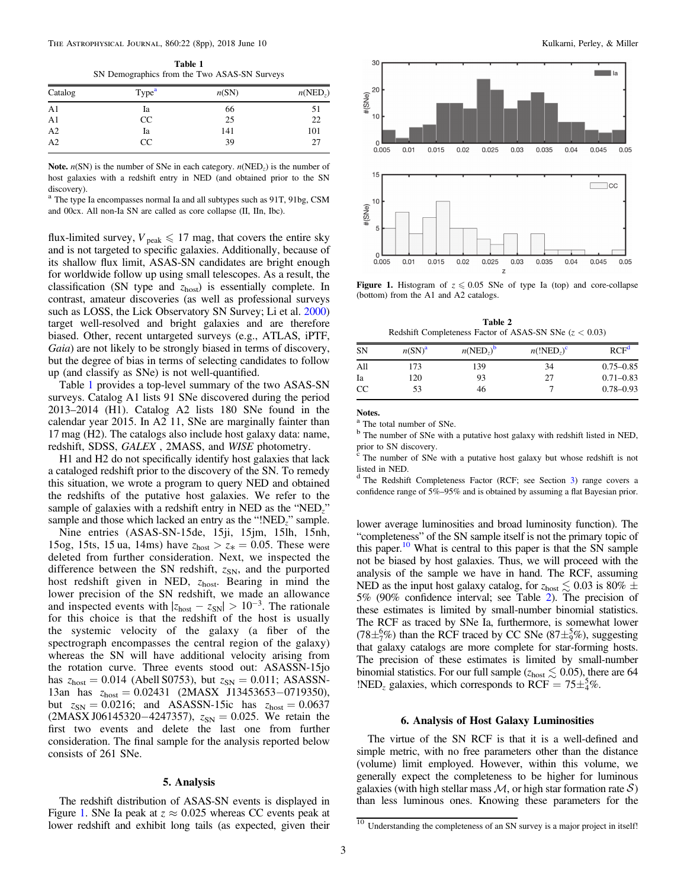**Table 1**
SN Demographics from the Two ASAS-SN Surveys

| Catalog | Type[a] | $n$(SN) | $n$(NED$_z$) |
|---|---|---|---|
| A1 | Ia | 66 | 51 |
| A1 | CC | 25 | 22 |
| A2 | Ia | 141 | 101 |
| A2 | CC | 39 | 27 |

**Note.** $n$(SN) is the number of SNe in each category. $n$(NED$_z$) is the number of host galaxies with a redshift entry in NED (and obtained prior to the SN discovery).

[a] The type Ia encompasses normal Ia and all subtypes such as 91T, 91bg, CSM and 00cx. All non-Ia SN are called as core collapse (II, IIn, Ibc).

flux-limited survey, $V_{\rm peak} \leqslant 17$ mag, that covers the entire sky and is not targeted to specific galaxies. Additionally, because of its shallow flux limit, ASAS-SN candidates are bright enough for worldwide follow up using small telescopes. As a result, the classification (SN type and $z_{\rm host}$) is essentially complete. In contrast, amateur discoveries (as well as professional surveys such as LOSS, the Lick Observatory SN Survey; Li et al. 2000) target well-resolved and bright galaxies and are therefore biased. Other, recent untargeted surveys (e.g., ATLAS, iPTF, *Gaia*) are not likely to be strongly biased in terms of discovery, but the degree of bias in terms of selecting candidates to follow up (and classify as SNe) is not well-quantified.

Table 1 provides a top-level summary of the two ASAS-SN surveys. Catalog A1 lists 91 SNe discovered during the period 2013–2014 (H1). Catalog A2 lists 180 SNe found in the calendar year 2015. In A2 11, SNe are marginally fainter than 17 mag (H2). The catalogs also include host galaxy data: name, redshift, SDSS, *GALEX* , 2MASS, and *WISE* photometry.

H1 and H2 do not specifically identify host galaxies that lack a cataloged redshift prior to the discovery of the SN. To remedy this situation, we wrote a program to query NED and obtained the redshifts of the putative host galaxies. We refer to the sample of galaxies with a redshift entry in NED as the "NED$_z$" sample and those which lacked an entry as the "!NED$_z$" sample.

Nine entries (ASAS-SN-15de, 15ji, 15jm, 15lh, 15nh, 15og, 15ts, 15 ua, 14ms) have $z_{\rm host} > z_* = 0.05$. These were deleted from further consideration. Next, we inspected the difference between the SN redshift, $z_{\rm SN}$, and the purported host redshift given in NED, $z_{\rm host}$. Bearing in mind the lower precision of the SN redshift, we made an allowance and inspected events with $|z_{\rm host} - z_{\rm SN}| > 10^{-3}$. The rationale for this choice is that the redshift of the host is usually the systemic velocity of the galaxy (a fiber of the spectrograph encompasses the central region of the galaxy) whereas the SN will have additional velocity arising from the rotation curve. Three events stood out: ASASSN-15jo has $z_{\rm host} = 0.014$ (Abell S0753), but $z_{\rm SN} = 0.011$; ASASSN-13an has $z_{\rm host} = 0.02431$ (2MASX J13453653−0719350), but $z_{\rm SN} = 0.0216$; and ASASSN-15ic has $z_{\rm host} = 0.0637$ (2MASX J06145320−4247357), $z_{\rm SN} = 0.025$. We retain the first two events and delete the last one further consideration. The final sample for the analysis reported below consists of 261 SNe.

## 5. Analysis

The redshift distribution of ASAS-SN events is displayed in Figure 1. SNe Ia peak at $z \approx 0.025$ whereas CC events peak at lower redshift and exhibit long tails (as expected, given their lower average luminosities and broad luminosity function). The "completeness" of the SN sample itself is not the primary topic of this paper.[10] What is central to this paper is that the SN sample not be biased by host galaxies. Thus, we will proceed with the analysis of the sample we have in hand. The RCF, assuming NED as the input host galaxy catalog, for $z_{\rm host} \lesssim 0.03$ is 80% ± 5% (90% confidence interval; see Table 2). The precision of these estimates is limited by small-number binomial statistics. The RCF as traced by SNe Ia, furthermore, is somewhat lower ($78\pm^{6}_{7}\%$) than the RCF traced by CC SNe ($87\pm^{5}_{9}\%$), suggesting that galaxy catalogs are more complete for star-forming hosts. The precision of these estimates is limited by small-number binomial statistics. For our full sample ($z_{\rm host} \lesssim 0.05$), there are 64 !NED$_z$ galaxies, which corresponds to RCF $= 75\pm^{5}_{4}\%$.

Figure 1. Histogram of $z \leqslant 0.05$ SNe of type Ia (top) and core-collapse (bottom) from the A1 and A2 catalogs.

**Table 2**
Redshift Completeness Factor of ASAS-SN SNe ($z < 0.03$)

| SN | $n$(SN)[a] | $n$(NED$_z$)[b] | $n$(!NED$_z$)[c] | RCF[d] |
|---|---|---|---|---|
| All | 173 | 139 | 34 | 0.75–0.85 |
| Ia | 120 | 93 | 27 | 0.71–0.83 |
| CC | 53 | 46 | 7 | 0.78–0.93 |

**Notes.**

[a] The total number of SNe.

[b] The number of SNe with a putative host galaxy with redshift listed in NED, prior to SN discovery.

[c] The number of SNe with a putative host galaxy but whose redshift is not listed in NED.

[d] The Redshift Completeness Factor (RCF; see Section 3) range covers a confidence range of 5%–95% and is obtained by assuming a flat Bayesian prior.

## 6. Analysis of Host Galaxy Luminosities

The virtue of the SN RCF is that it is a well-defined and simple metric, with no free parameters other than the distance (volume) limit employed. However, within this volume, we generally expect the completeness to be higher for luminous galaxies (with high stellar mass $\mathcal{M}$, or high star formation rate $\mathcal{S}$) than less luminous ones. Knowing these parameters for the

[10] Understanding the completeness of an SN survey is a major project in itself!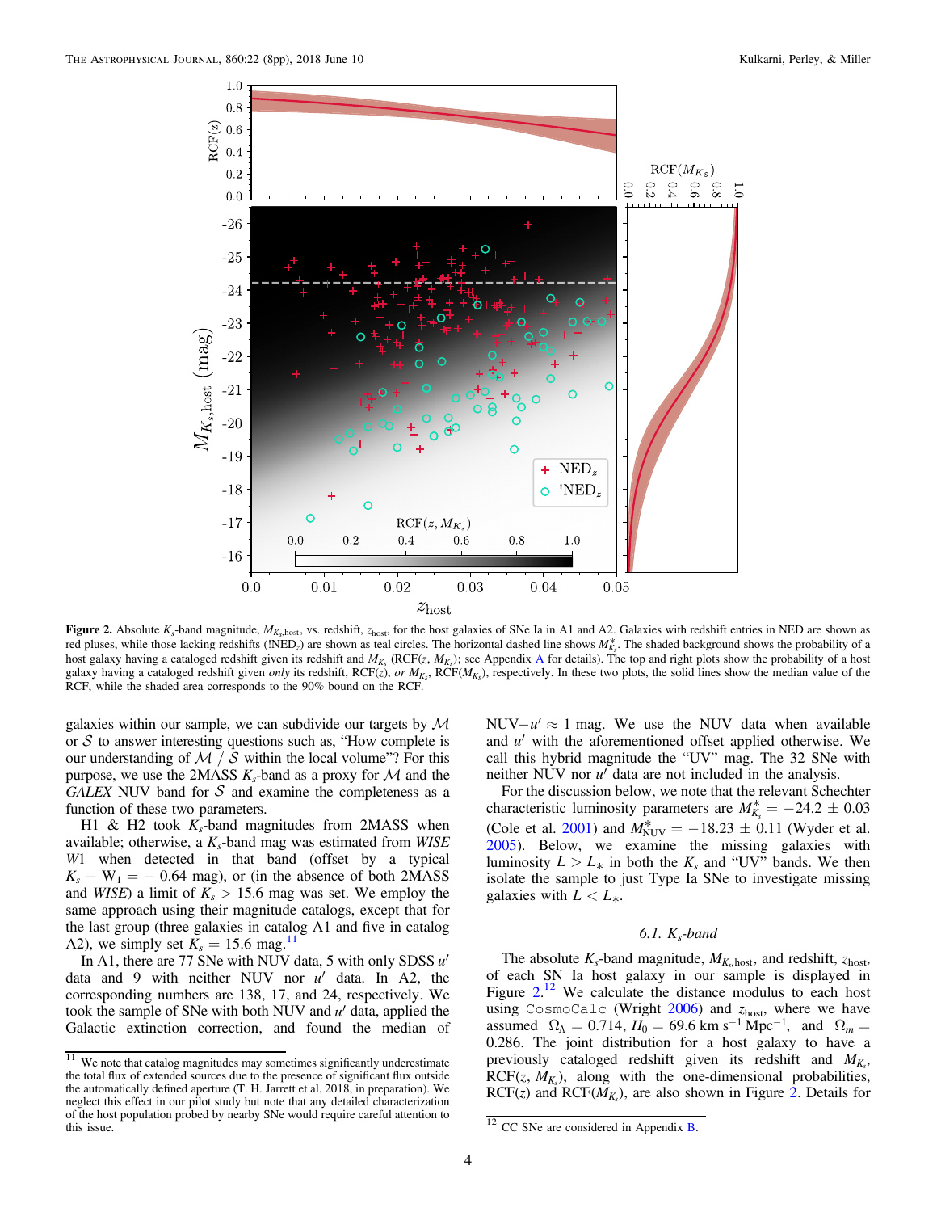**Figure 2.** Absolute $K_s$-band magnitude, $M_{K_s,\mathrm{host}}$, vs. redshift, $z_{\mathrm{host}}$, for the host galaxies of SNe Ia in A1 and A2. Galaxies with redshift entries in NED are shown as red pluses, while those lacking redshifts (!NED$_z$) are shown as teal circles. The horizontal dashed line shows $M^*_{K_s}$. The shaded background shows the probability of a host galaxy having a cataloged redshift given its redshift and $M_{K_s}$ (RCF($z$, $M_{K_s}$); see Appendix A for details). The top and right plots show the probability of a host galaxy having a cataloged redshift given *only* its redshift, RCF($z$), *or* $M_{K_s}$, RCF($M_{K_s}$), respectively. In these two plots, the solid lines show the median value of the RCF, while the shaded area corresponds to the 90% bound on the RCF.

galaxies within our sample, we can subdivide our targets by $\mathcal{M}$ or $\mathcal{S}$ to answer interesting questions such as, "How complete is our understanding of $\mathcal{M}$ / $\mathcal{S}$ within the local volume"? For this purpose, we use the 2MASS $K_s$-band as a proxy for $\mathcal{M}$ and the *GALEX* NUV band for $\mathcal{S}$ and examine the completeness as a function of these two parameters.

H1 & H2 took $K_s$-band magnitudes from 2MASS when available; otherwise, a $K_s$-band mag was estimated from *WISE* *W*1 when detected in that band (offset by a typical $K_s - W_1 = -0.64$ mag), or (in the absence of both 2MASS and *WISE*) a limit of $K_s > 15.6$ mag was set. We employ the same approach using their magnitude catalogs, except that for the last group (three galaxies in catalog A1 and five in catalog A2), we simply set $K_s = 15.6$ mag.[11]

In A1, there are 77 SNe with NUV data, 5 with only SDSS $u'$ data and 9 with neither NUV nor $u'$ data. In A2, the corresponding numbers are 138, 17, and 24, respectively. We took the sample of SNe with both NUV and $u'$ data, applied the Galactic extinction correction, and found the median of NUV$-u' \approx 1$ mag. We use the NUV data when available and $u'$ with the aforementioned offset applied otherwise. We call this hybrid magnitude the "UV" mag. The 32 SNe with neither NUV nor $u'$ data are not included in the analysis.

For the discussion below, we note that the relevant Schechter characteristic luminosity parameters are $M^*_{K_s} = -24.2 \pm 0.03$ (Cole et al. 2001) and $M^*_{\mathrm{NUV}} = -18.23 \pm 0.11$ (Wyder et al. 2005). Below, we examine the missing galaxies with luminosity $L > L_*$ in both the $K_s$ and "UV" bands. We then isolate the sample to just Type Ia SNe to investigate missing galaxies with $L < L_*$.

### 6.1. $K_s$-band

The absolute $K_s$-band magnitude, $M_{K_s,\mathrm{host}}$, and redshift, $z_{\mathrm{host}}$, of each SN Ia host galaxy in our sample is displayed in Figure 2.[12] We calculate the distance modulus to each host using `CosmoCalc` (Wright 2006) and $z_{\mathrm{host}}$, where we have assumed $\Omega_\Lambda = 0.714$, $H_0 = 69.6$ km s$^{-1}$ Mpc$^{-1}$, and $\Omega_m = 0.286$. The joint distribution for a host galaxy to have a previously cataloged redshift given its redshift and $M_{K_s}$, RCF($z$, $M_{K_s}$), along with the one-dimensional probabilities, RCF($z$) and RCF($M_{K_s}$), are also shown in Figure 2. Details for

[11] We note that catalog magnitudes may sometimes significantly underestimate the total flux of extended sources due to the presence of significant flux outside the automatically defined aperture (T. H. Jarrett et al. 2018, in preparation). We neglect this effect in our pilot study but note that any detailed characterization of the host population probed by nearby SNe would require careful attention to this issue.

[12] CC SNe are considered in Appendix B.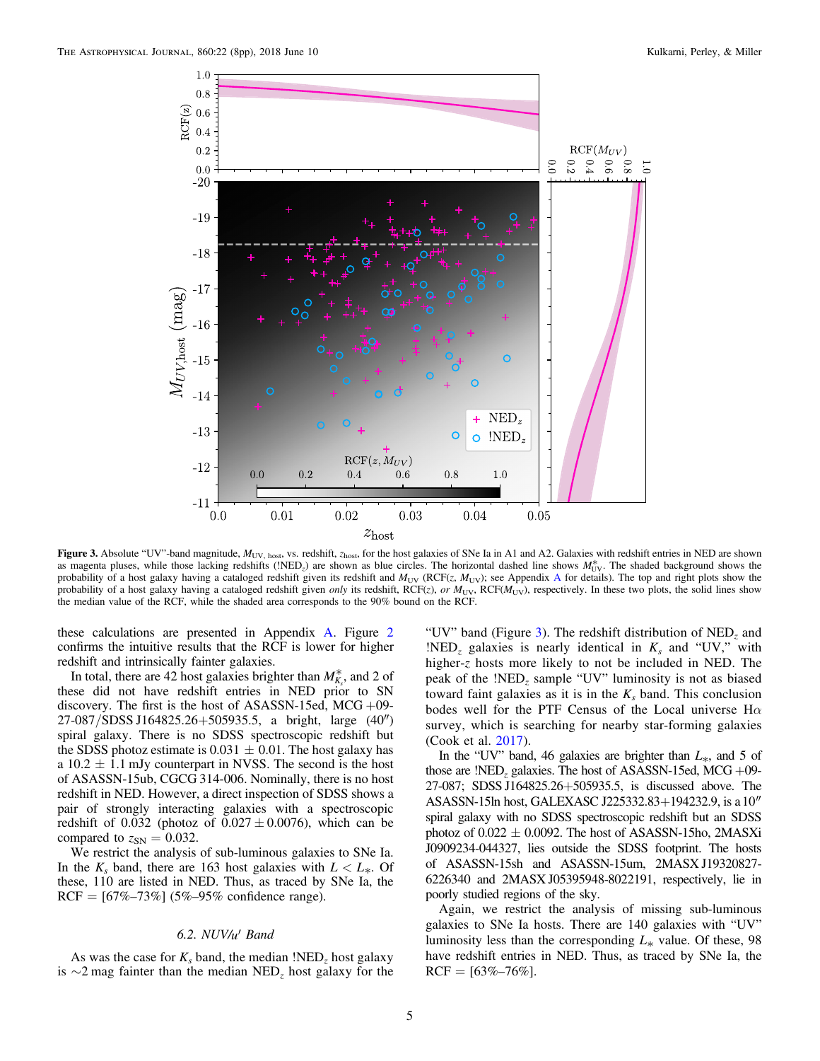**Figure 3.** Absolute "UV"-band magnitude, $M_{\rm UV,\,host}$, vs. redshift, $z_{\rm host}$, for the host galaxies of SNe Ia in A1 and A2. Galaxies with redshift entries in NED are shown as magenta pluses, while those lacking redshifts (!NED$_z$) are shown as blue circles. The horizontal dashed line shows $M^*_{\rm UV}$. The shaded background shows the probability of a host galaxy having a cataloged redshift given its redshift and $M_{\rm UV}$ (RCF($z$, $M_{\rm UV}$); see Appendix A for details). The top and right plots show the probability of a host galaxy having a cataloged redshift given *only* its redshift, RCF($z$), *or* $M_{\rm UV}$, RCF($M_{\rm UV}$), respectively. In these two plots, the solid lines show the median value of the RCF, while the shaded area corresponds to the 90% bound on the RCF.

these calculations are presented in Appendix A. Figure 2 confirms the intuitive results that the RCF is lower for higher redshift and intrinsically fainter galaxies.

In total, there are 42 host galaxies brighter than $M^*_{K_s}$, and 2 of these did not have redshift entries in NED prior to SN discovery. The first is the host of ASASSN-15ed, MCG +09-27-087/SDSS J164825.26+505935.5, a bright, large (40″) spiral galaxy. There is no SDSS spectroscopic redshift but the SDSS photoz estimate is $0.031 \pm 0.01$. The host galaxy has a $10.2 \pm 1.1$ mJy counterpart in NVSS. The second is the host of ASASSN-15ub, CGCG 314-006. Nominally, there is no host redshift in NED. However, a direct inspection of SDSS shows a pair of strongly interacting galaxies with a spectroscopic redshift of 0.032 (photoz of $0.027 \pm 0.0076$), which can be compared to $z_{\rm SN} = 0.032$.

We restrict the analysis of sub-luminous galaxies to SNe Ia. In the $K_s$ band, there are 163 host galaxies with $L < L_*$. Of these, 110 are listed in NED. Thus, as traced by SNe Ia, the RCF = [67%–73%] (5%–95% confidence range).

### 6.2. NUV/u′ Band

As was the case for $K_s$ band, the median !NED$_z$ host galaxy is ∼2 mag fainter than the median NED$_z$ host galaxy for the "UV" band (Figure 3). The redshift distribution of NED$_z$ and !NED$_z$ galaxies is nearly identical in $K_s$ and "UV," with higher-$z$ hosts more likely to not be included in NED. The peak of the !NED$_z$ sample "UV" luminosity is not as biased toward faint galaxies as it is in the $K_s$ band. This conclusion bodes well for the PTF Census of the Local universe Hα survey, which is searching for nearby star-forming galaxies (Cook et al. 2017).

In the "UV" band, 46 galaxies are brighter than $L_*$, and 5 of those are !NED$_z$ galaxies. The host of ASASSN-15ed, MCG +09-27-087; SDSS J164825.26+505935.5, is discussed above. The ASASSN-15ln host, GALEXASC J225332.83+194232.9, is a 10″ spiral galaxy with no SDSS spectroscopic redshift but an SDSS photoz of $0.022 \pm 0.0092$. The host of ASASSN-15ho, 2MASXi J0909234-044327, lies outside the SDSS footprint. The hosts of ASASSN-15sh and ASASSN-15um, 2MASX J19320827-6226340 and 2MASX J05395948-8022191, respectively, lie in poorly studied regions of the sky.

Again, we restrict the analysis of missing sub-luminous galaxies to SNe Ia hosts. There are 140 galaxies with "UV" luminosity less than the corresponding $L_*$ value. Of these, 98 have redshift entries in NED. Thus, as traced by SNe Ia, the RCF = [63%–76%].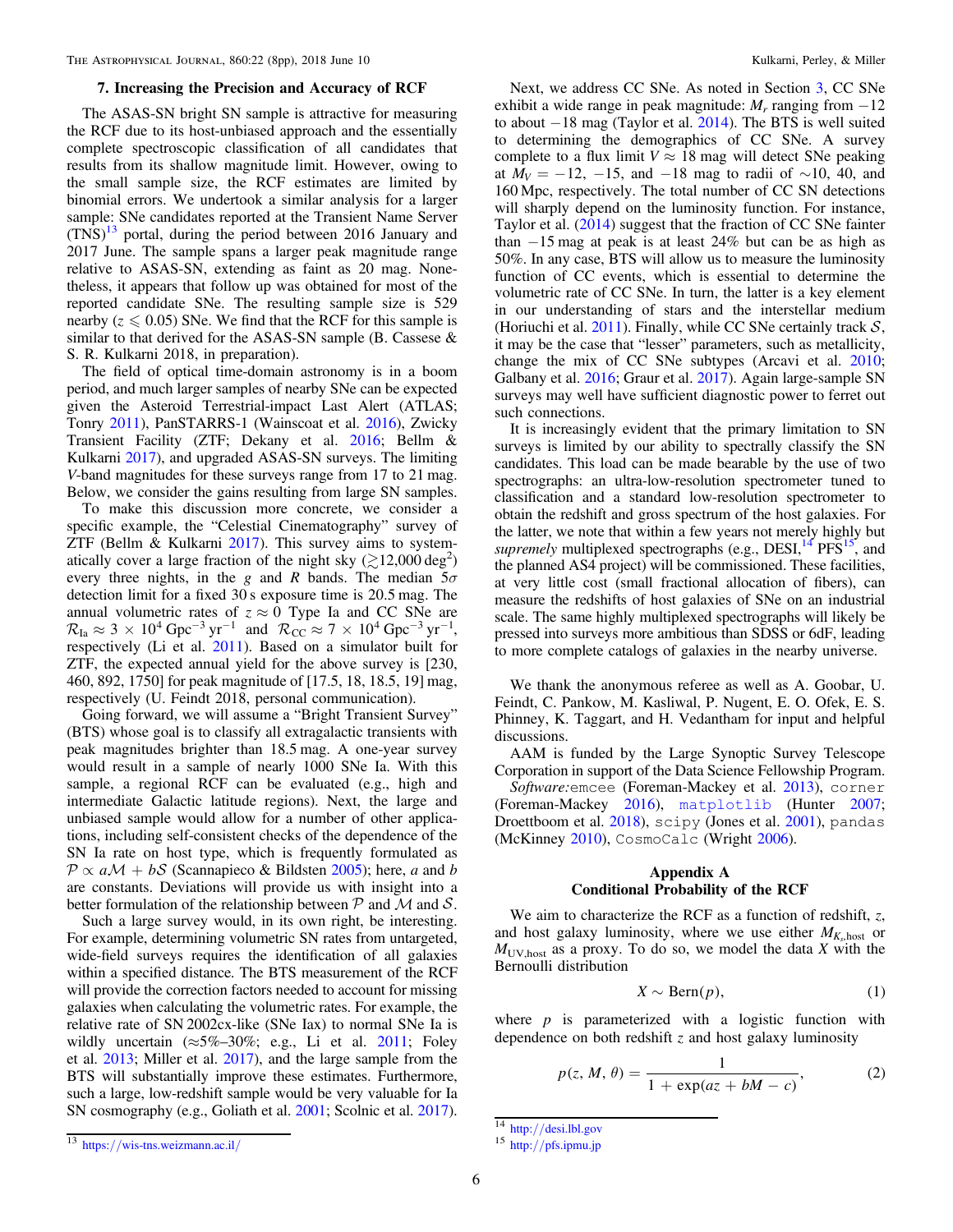## 7. Increasing the Precision and Accuracy of RCF

The ASAS-SN bright SN sample is attractive for measuring the RCF due to its host-unbiased approach and the essentially complete spectroscopic classification of all candidates that results from its shallow magnitude limit. However, owing to the small sample size, the RCF estimates are limited by binomial errors. We undertook a similar analysis for a larger sample: SNe candidates reported at the Transient Name Server (TNS)[13] portal, during the period between 2016 January and 2017 June. The sample spans a larger peak magnitude range relative to ASAS-SN, extending as faint as 20 mag. Nonetheless, it appears that follow up was obtained for most of the reported candidate SNe. The resulting sample size is 529 nearby ($z \leqslant 0.05$) SNe. We find that the RCF for this sample is similar to that derived for the ASAS-SN sample (B. Cassese & S. R. Kulkarni 2018, in preparation).

The field of optical time-domain astronomy is in a boom period, and much larger samples of nearby SNe can be expected given the Asteroid Terrestrial-impact Last Alert (ATLAS; Tonry 2011), PanSTARRS-1 (Wainscoat et al. 2016), Zwicky Transient Facility (ZTF; Dekany et al. 2016; Bellm & Kulkarni 2017), and upgraded ASAS-SN surveys. The limiting *V*-band magnitudes for these surveys range from 17 to 21 mag. Below, we consider the gains resulting from large SN samples.

To make this discussion more concrete, we consider a specific example, the "Celestial Cinematography" survey of ZTF (Bellm & Kulkarni 2017). This survey aims to systematically cover a large fraction of the night sky ($\gtrsim$12,000 deg$^2$) every three nights, in the *g* and *R* bands. The median $5\sigma$ detection limit for a fixed 30 s exposure time is 20.5 mag. The annual volumetric rates of $z \approx 0$ Type Ia and CC SNe are $\mathcal{R}_{\rm Ia} \approx 3 \times 10^4\ {\rm Gpc^{-3}\ yr^{-1}}$ and $\mathcal{R}_{\rm CC} \approx 7 \times 10^4\ {\rm Gpc^{-3}\ yr^{-1}}$, respectively (Li et al. 2011). Based on a simulator built for ZTF, the expected annual yield for the above survey is [230, 460, 892, 1750] for peak magnitude of [17.5, 18, 18.5, 19] mag, respectively (U. Feindt 2018, personal communication).

Going forward, we will assume a "Bright Transient Survey" (BTS) whose goal is to classify all extragalactic transients with peak magnitudes brighter than 18.5 mag. A one-year survey would result in a sample of nearly 1000 SNe Ia. With this sample, a regional RCF can be evaluated (e.g., high and intermediate Galactic latitude regions). Next, the large and unbiased sample would allow for a number of other applications, including self-consistent checks of the dependence of the SN Ia rate on host type, which is frequently formulated as $\mathcal{P} \propto a\mathcal{M} + b\mathcal{S}$ (Scannapieco & Bildsten 2005); here, *a* and *b* are constants. Deviations will provide us with insight into a better formulation of the relationship between $\mathcal{P}$ and $\mathcal{M}$ and $\mathcal{S}$.

Such a large survey would, in its own right, be interesting. For example, determining volumetric SN rates from untargeted, wide-field surveys requires the identification of all galaxies within a specified distance. The BTS measurement of the RCF will provide the correction factors needed to account for missing galaxies when calculating the volumetric rates. For example, the relative rate of SN 2002cx-like (SNe Iax) to normal SNe Ia is wildly uncertain ($\approx$5%–30%; e.g., Li et al. 2011; Foley et al. 2013; Miller et al. 2017), and the large sample from the BTS will substantially improve these estimates. Furthermore, such a large, low-redshift sample would be very valuable for Ia SN cosmography (e.g., Goliath et al. 2001; Scolnic et al. 2017).

Next, we address CC SNe. As noted in Section 3, CC SNe exhibit a wide range in peak magnitude: $M_r$ ranging from $-12$ to about $-18$ mag (Taylor et al. 2014). The BTS is well suited to determining the demographics of CC SNe. A survey complete to a flux limit $V \approx 18$ mag will detect SNe peaking at $M_V = -12$, $-15$, and $-18$ mag to radii of $\sim$10, 40, and 160 Mpc, respectively. The total number of CC SN detections will sharply depend on the luminosity function. For instance, Taylor et al. (2014) suggest that the fraction of CC SNe fainter than $-15$ mag at peak is at least 24% but can be as high as 50%. In any case, BTS will allow us to measure the luminosity function of CC events, which is essential to determine the volumetric rate of CC SNe. In turn, the latter is a key element in our understanding of stars and the interstellar medium (Horiuchi et al. 2011). Finally, while CC SNe certainly track $\mathcal{S}$, it may be the case that "lesser" parameters, such as metallicity, change the mix of CC SNe subtypes (Arcavi et al. 2010; Galbany et al. 2016; Graur et al. 2017). Again large-sample SN surveys may well have sufficient diagnostic power to ferret out such connections.

It is increasingly evident that the primary limitation to SN surveys is limited by our ability to spectrally classify the SN candidates. This load can be made bearable by the use of two spectrographs: an ultra-low-resolution spectrometer tuned to classification and a standard low-resolution spectrometer to obtain the redshift and gross spectrum of the host galaxies. For the latter, we note that within a few years not merely highly but *supremely* multiplexed spectrographs (e.g., DESI,[14] PFS[15], and the planned AS4 project) will be commissioned. These facilities, at very little cost (small fractional allocation of fibers), can measure the redshifts of host galaxies of SNe on an industrial scale. The same highly multiplexed spectrographs will likely be pressed into surveys more ambitious than SDSS or 6dF, leading to more complete catalogs of galaxies in the nearby universe.

We thank the anonymous referee as well as A. Goobar, U. Feindt, C. Pankow, M. Kasliwal, P. Nugent, E. O. Ofek, E. S. Phinney, K. Taggart, and H. Vedantham for input and helpful discussions.

AAM is funded by the Large Synoptic Survey Telescope Corporation in support of the Data Science Fellowship Program.

*Software:* `emcee` (Foreman-Mackey et al. 2013), `corner` (Foreman-Mackey 2016), `matplotlib` (Hunter 2007; Droettboom et al. 2018), `scipy` (Jones et al. 2001), `pandas` (McKinney 2010), `CosmoCalc` (Wright 2006).

## Appendix A Conditional Probability of the RCF

We aim to characterize the RCF as a function of redshift, *z*, and host galaxy luminosity, where we use either $M_{K_s,\rm host}$ or $M_{\rm UV,host}$ as a proxy. To do so, we model the data *X* with the Bernoulli distribution

$$X \sim {\rm Bern}(p), \tag{1}$$

where *p* is parameterized with a logistic function with dependence on both redshift *z* and host galaxy luminosity

$$p(z, M, \theta) = \frac{1}{1 + \exp(az + bM - c)}, \tag{2}$$

[13] https://wis-tns.weizmann.ac.il/

[14] http://desi.lbl.gov

[15] http://pfs.ipmu.jp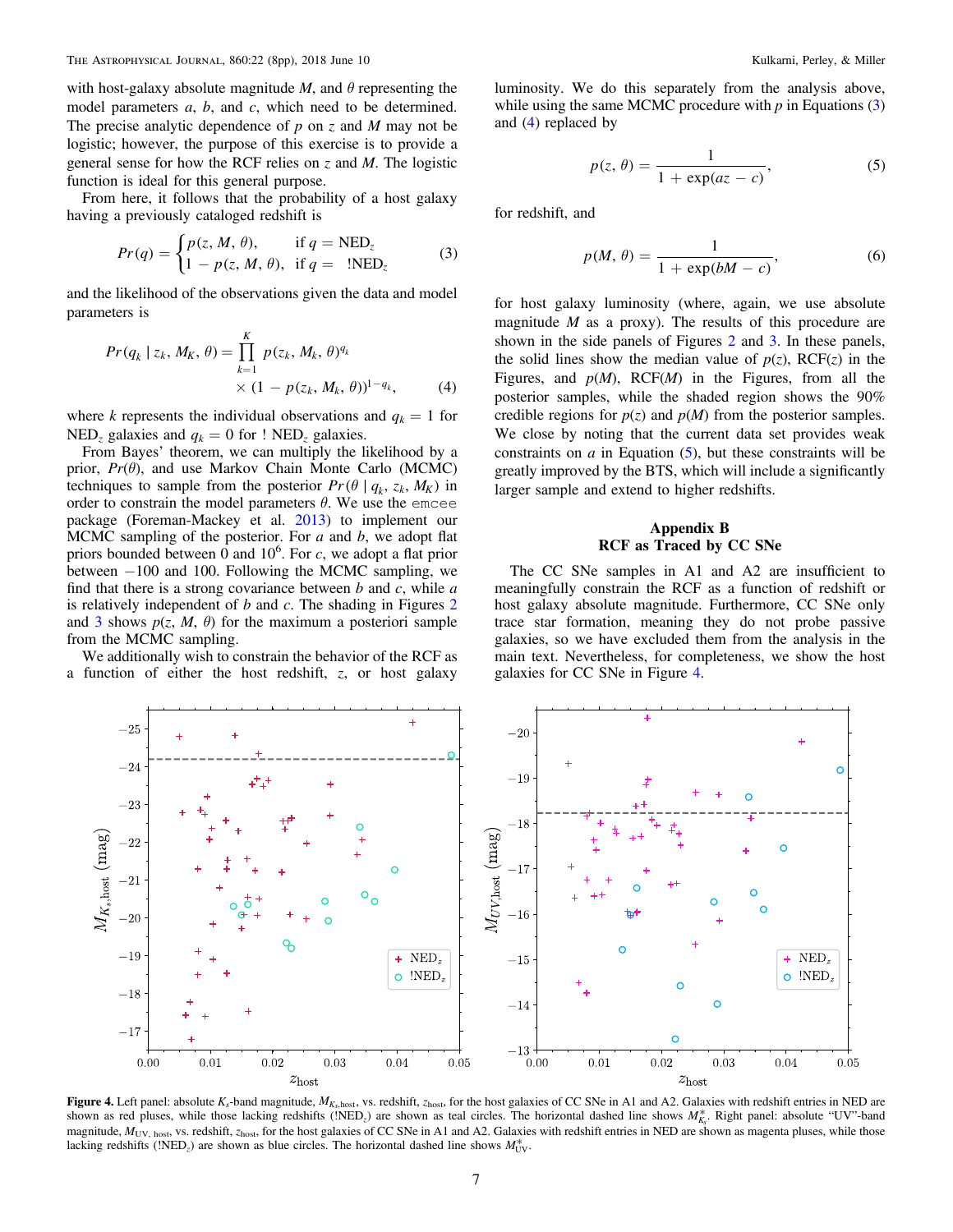with host-galaxy absolute magnitude $M$, and $\theta$ representing the model parameters $a$, $b$, and $c$, which need to be determined. The precise analytic dependence of $p$ on $z$ and $M$ may not be logistic; however, the purpose of this exercise is to provide a general sense for how the RCF relies on $z$ and $M$. The logistic function is ideal for this general purpose.

From here, it follows that the probability of a host galaxy having a previously cataloged redshift is

$$Pr(q) = \begin{cases} p(z, M, \theta), & \text{if } q = \text{NED}_z \\ 1 - p(z, M, \theta), & \text{if } q = \ !\text{NED}_z \end{cases} \quad (3)$$

and the likelihood of the observations given the data and model parameters is

$$Pr(q_k \mid z_k, M_K, \theta) = \prod_{k=1}^{K} p(z_k, M_k, \theta)^{q_k} \times (1 - p(z_k, M_k, \theta))^{1-q_k}, \quad (4)$$

where $k$ represents the individual observations and $q_k = 1$ for $\text{NED}_z$ galaxies and $q_k = 0$ for $!\,\text{NED}_z$ galaxies.

From Bayes' theorem, we can multiply the likelihood by a prior, $Pr(\theta)$, and use Markov Chain Monte Carlo (MCMC) techniques to sample from the posterior $Pr(\theta \mid q_k, z_k, M_K)$ in order to constrain the model parameters $\theta$. We use the `emcee` package (Foreman-Mackey et al. 2013) to implement our MCMC sampling of the posterior. For $a$ and $b$, we adopt flat priors bounded between 0 and $10^6$. For $c$, we adopt a flat prior between $-100$ and 100. Following the MCMC sampling, we find that there is a strong covariance between $b$ and $c$, while $a$ is relatively independent of $b$ and $c$. The shading in Figures 2 and 3 shows $p(z, M, \theta)$ for the maximum a posteriori sample from the MCMC sampling.

We additionally wish to constrain the behavior of the RCF as a function of either the host redshift, $z$, or host galaxy luminosity. We do this separately from the analysis above, while using the same MCMC procedure with $p$ in Equations (3) and (4) replaced by

$$p(z, \theta) = \frac{1}{1 + \exp(az - c)}, \quad (5)$$

for redshift, and

$$p(M, \theta) = \frac{1}{1 + \exp(bM - c)}, \quad (6)$$

for host galaxy luminosity (where, again, we use absolute magnitude $M$ as a proxy). The results of this procedure are shown in the side panels of Figures 2 and 3. In these panels, the solid lines show the median value of $p(z)$, RCF($z$) in the Figures, and $p(M)$, RCF($M$) in the Figures, from all the posterior samples, while the shaded region shows the 90% credible regions for $p(z)$ and $p(M)$ from the posterior samples. We close by noting that the current data set provides weak constraints on $a$ in Equation (5), but these constraints will be greatly improved by the BTS, which will include a significantly larger sample and extend to higher redshifts.

## Appendix B
## RCF as Traced by CC SNe

The CC SNe samples in A1 and A2 are insufficient to meaningfully constrain the RCF as a function of redshift or host galaxy absolute magnitude. Furthermore, CC SNe only trace star formation, meaning they do not probe passive galaxies, so we have excluded them from the analysis in the main text. Nevertheless, for completeness, we show the host galaxies for CC SNe in Figure 4.

**Figure 4.** Left panel: absolute $K_s$-band magnitude, $M_{K_s,\text{host}}$, vs. redshift, $z_{\text{host}}$, for the host galaxies of CC SNe in A1 and A2. Galaxies with redshift entries in NED are shown as red pluses, while those lacking redshifts ($!\text{NED}_z$) are shown as teal circles. The horizontal dashed line shows $M^*_{K_s}$. Right panel: absolute "UV"-band magnitude, $M_{\text{UV, host}}$, vs. redshift, $z_{\text{host}}$, for the host galaxies of CC SNe in A1 and A2. Galaxies with redshift entries in NED are shown as magenta pluses, while those lacking redshifts ($!\text{NED}_z$) are shown as blue circles. The horizontal dashed line shows $M^*_{\text{UV}}$.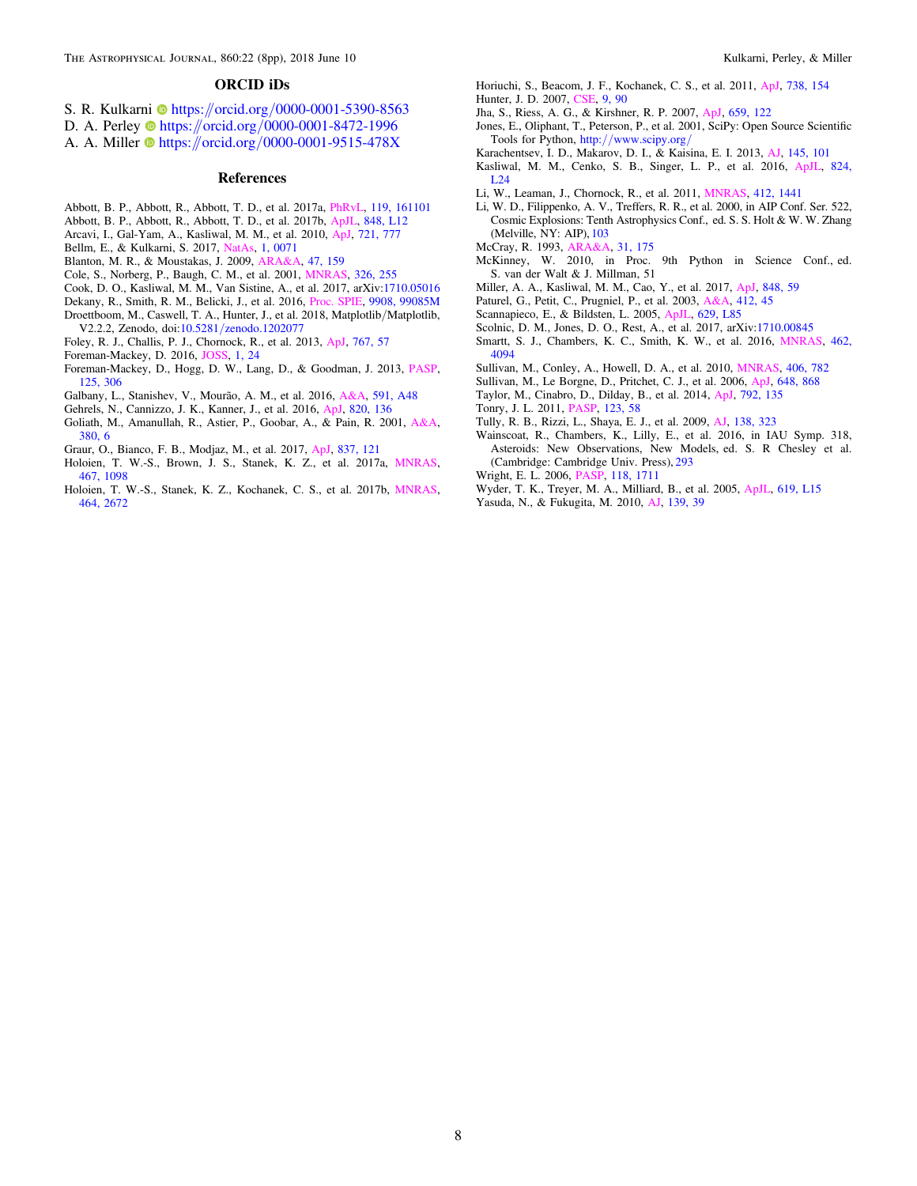## ORCID iDs

S. R. Kulkarni https://orcid.org/0000-0001-5390-8563
D. A. Perley https://orcid.org/0000-0001-8472-1996
A. A. Miller https://orcid.org/0000-0001-9515-478X

## References

Abbott, B. P., Abbott, R., Abbott, T. D., et al. 2017a, PhRvL, 119, 161101
Abbott, B. P., Abbott, R., Abbott, T. D., et al. 2017b, ApJL, 848, L12
Arcavi, I., Gal-Yam, A., Kasliwal, M. M., et al. 2010, ApJ, 721, 777
Bellm, E., & Kulkarni, S. 2017, NatAs, 1, 0071
Blanton, M. R., & Moustakas, J. 2009, ARA&A, 47, 159
Cole, S., Norberg, P., Baugh, C. M., et al. 2001, MNRAS, 326, 255
Cook, D. O., Kasliwal, M. M., Van Sistine, A., et al. 2017, arXiv:1710.05016
Dekany, R., Smith, R. M., Belicki, J., et al. 2016, Proc. SPIE, 9908, 99085M
Droettboom, M., Caswell, T. A., Hunter, J., et al. 2018, Matplotlib/Matplotlib, V2.2.2, Zenodo, doi:10.5281/zenodo.1202077
Foley, R. J., Challis, P. J., Chornock, R., et al. 2013, ApJ, 767, 57
Foreman-Mackey, D. 2016, JOSS, 1, 24
Foreman-Mackey, D., Hogg, D. W., Lang, D., & Goodman, J. 2013, PASP, 125, 306
Galbany, L., Stanishev, V., Mourão, A. M., et al. 2016, A&A, 591, A48
Gehrels, N., Cannizzo, J. K., Kanner, J., et al. 2016, ApJ, 820, 136
Goliath, M., Amanullah, R., Astier, P., Goobar, A., & Pain, R. 2001, A&A, 380, 6
Graur, O., Bianco, F. B., Modjaz, M., et al. 2017, ApJ, 837, 121
Holoien, T. W.-S., Brown, J. S., Stanek, K. Z., et al. 2017a, MNRAS, 467, 1098
Holoien, T. W.-S., Stanek, K. Z., Kochanek, C. S., et al. 2017b, MNRAS, 464, 2672
Horiuchi, S., Beacom, J. F., Kochanek, C. S., et al. 2011, ApJ, 738, 154
Hunter, J. D. 2007, CSE, 9, 90
Jha, S., Riess, A. G., & Kirshner, R. P. 2007, ApJ, 659, 122
Jones, E., Oliphant, T., Peterson, P., et al. 2001, SciPy: Open Source Scientific Tools for Python, http://www.scipy.org/
Karachentsev, I. D., Makarov, D. I., & Kaisina, E. I. 2013, AJ, 145, 101
Kasliwal, M. M., Cenko, S. B., Singer, L. P., et al. 2016, ApJL, 824, L24
Li, W., Leaman, J., Chornock, R., et al. 2011, MNRAS, 412, 1441
Li, W. D., Filippenko, A. V., Treffers, R. R., et al. 2000, in AIP Conf. Ser. 522, Cosmic Explosions: Tenth Astrophysics Conf., ed. S. S. Holt & W. W. Zhang (Melville, NY: AIP), 103
McCray, R. 1993, ARA&A, 31, 175
McKinney, W. 2010, in Proc. 9th Python in Science Conf., ed. S. van der Walt & J. Millman, 51
Miller, A. A., Kasliwal, M. M., Cao, Y., et al. 2017, ApJ, 848, 59
Paturel, G., Petit, C., Prugniel, P., et al. 2003, A&A, 412, 45
Scannapieco, E., & Bildsten, L. 2005, ApJL, 629, L85
Scolnic, D. M., Jones, D. O., Rest, A., et al. 2017, arXiv:1710.00845
Smartt, S. J., Chambers, K. C., Smith, K. W., et al. 2016, MNRAS, 462, 4094
Sullivan, M., Conley, A., Howell, D. A., et al. 2010, MNRAS, 406, 782
Sullivan, M., Le Borgne, D., Pritchet, C. J., et al. 2006, ApJ, 648, 868
Taylor, M., Cinabro, D., Dilday, B., et al. 2014, ApJ, 792, 135
Tonry, J. L. 2011, PASP, 123, 58
Tully, R. B., Rizzi, L., Shaya, E. J., et al. 2009, AJ, 138, 323
Wainscoat, R., Chambers, K., Lilly, E., et al. 2016, in IAU Symp. 318, Asteroids: New Observations, New Models, ed. S. R Chesley et al. (Cambridge: Cambridge Univ. Press), 293
Wright, E. L. 2006, PASP, 118, 1711
Wyder, T. K., Treyer, M. A., Milliard, B., et al. 2005, ApJL, 619, L15
Yasuda, N., & Fukugita, M. 2010, AJ, 139, 39